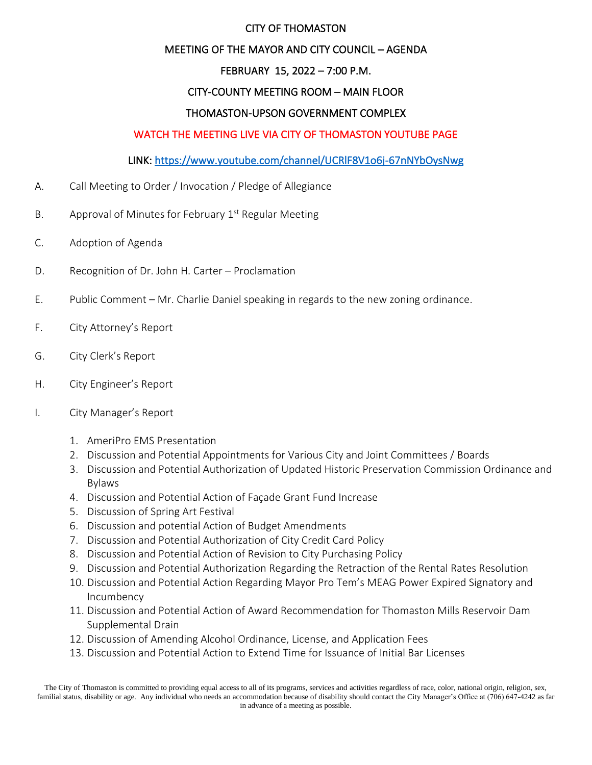# CITY OF THOMASTON

## MEETING OF THE MAYOR AND CITY COUNCIL – AGENDA

## FEBRUARY 15, 2022 – 7:00 P.M.

## CITY-COUNTY MEETING ROOM – MAIN FLOOR

## THOMASTON-UPSON GOVERNMENT COMPLEX

**WATCH THE MEETING LIVE VIA CITY OF THOMASTON YOUTUBE PAGE**

**LINK:** https://www.youtube.com/channel/UCRlF8V1o6j-67nNYbOysNwg

A. Call Meeting to Order / Invocation / Pledge of Allegiance

B. Approval of Minutes for February 1st Regular Meeting

C. Adoption of Agenda

D. Recognition of Dr. John H. Carter – Proclamation

E. Public Comment – Mr. Charlie Daniel speaking in regards to the new zoning ordinance.

F. City Attorney's Report

G. City Clerk's Report

H. City Engineer's Report

I. City Manager's Report

1. AmeriPro EMS Presentation
2. Discussion and Potential Appointments for Various City and Joint Committees / Boards
3. Discussion and Potential Authorization of Updated Historic Preservation Commission Ordinance and Bylaws
4. Discussion and Potential Action of Façade Grant Fund Increase
5. Discussion of Spring Art Festival
6. Discussion and potential Action of Budget Amendments
7. Discussion and Potential Authorization of City Credit Card Policy
8. Discussion and Potential Action of Revision to City Purchasing Policy
9. Discussion and Potential Authorization Regarding the Retraction of the Rental Rates Resolution
10. Discussion and Potential Action Regarding Mayor Pro Tem's MEAG Power Expired Signatory and Incumbency
11. Discussion and Potential Action of Award Recommendation for Thomaston Mills Reservoir Dam Supplemental Drain
12. Discussion of Amending Alcohol Ordinance, License, and Application Fees
13. Discussion and Potential Action to Extend Time for Issuance of Initial Bar Licenses

The City of Thomaston is committed to providing equal access to all of its programs, services and activities regardless of race, color, national origin, religion, sex, familial status, disability or age. Any individual who needs an accommodation because of disability should contact the City Manager's Office at (706) 647-4242 as far in advance of a meeting as possible.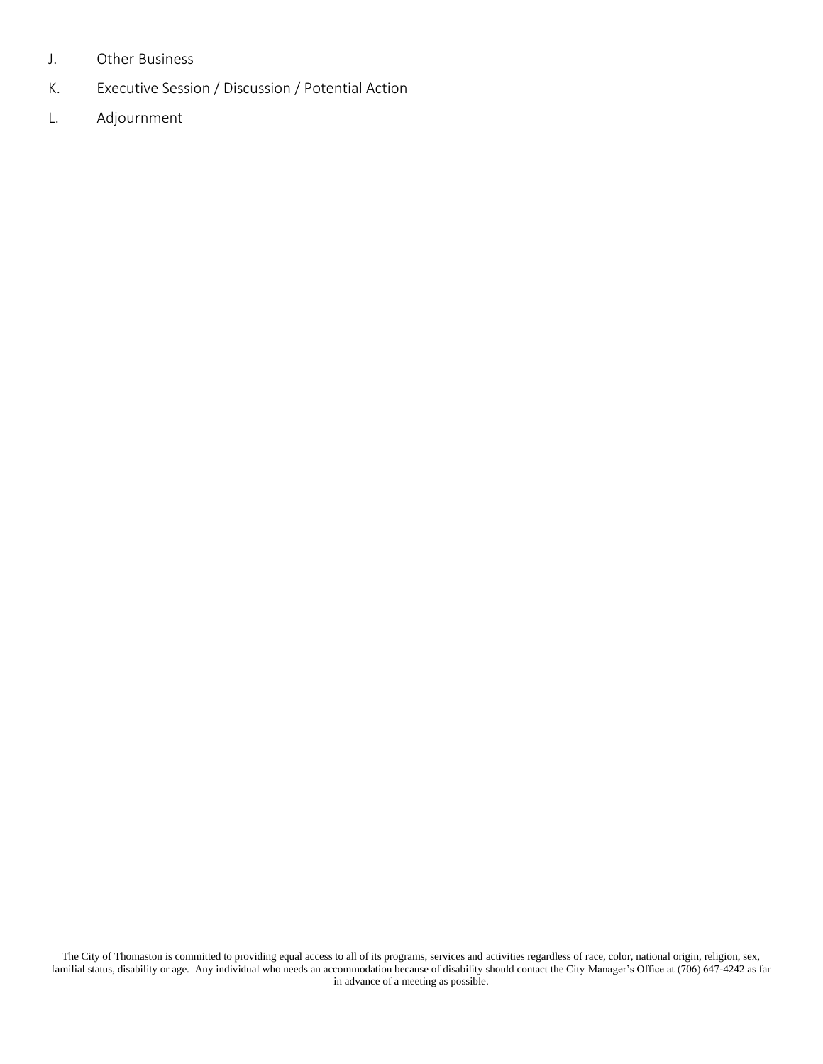J. Other Business

K. Executive Session / Discussion / Potential Action

L. Adjournment

The City of Thomaston is committed to providing equal access to all of its programs, services and activities regardless of race, color, national origin, religion, sex, familial status, disability or age. Any individual who needs an accommodation because of disability should contact the City Manager's Office at (706) 647-4242 as far in advance of a meeting as possible.